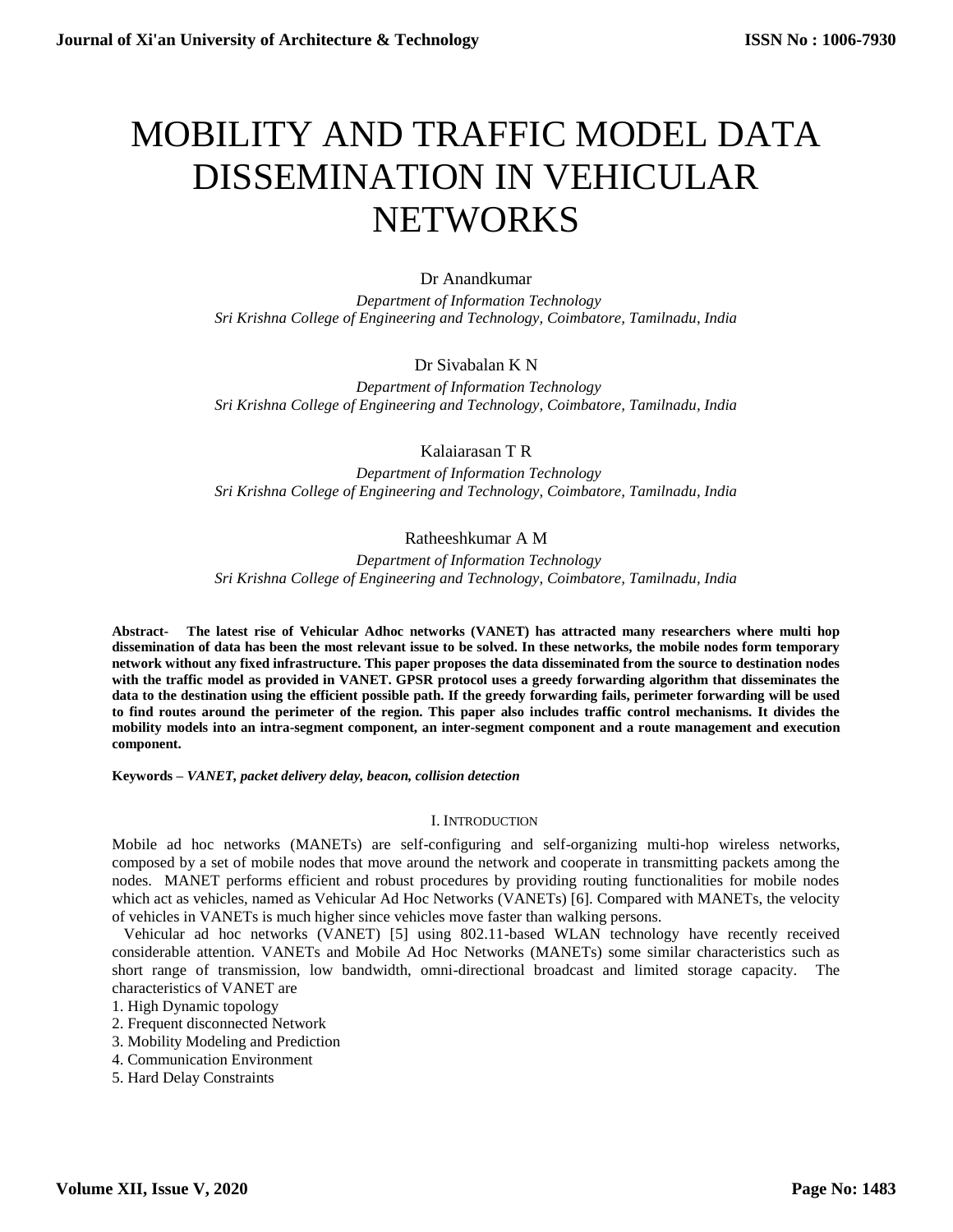# MOBILITY AND TRAFFIC MODEL DATA DISSEMINATION IN VEHICULAR NETWORKS

Dr Anandkumar

*Department of Information Technology*
*Sri Krishna College of Engineering and Technology, Coimbatore, Tamilnadu, India*

Dr Sivabalan K N

*Department of Information Technology*
*Sri Krishna College of Engineering and Technology, Coimbatore, Tamilnadu, India*

Kalaiarasan T R

*Department of Information Technology*
*Sri Krishna College of Engineering and Technology, Coimbatore, Tamilnadu, India*

Ratheeshkumar A M

*Department of Information Technology*
*Sri Krishna College of Engineering and Technology, Coimbatore, Tamilnadu, India*

**Abstract- The latest rise of Vehicular Adhoc networks (VANET) has attracted many researchers where multi hop dissemination of data has been the most relevant issue to be solved. In these networks, the mobile nodes form temporary network without any fixed infrastructure. This paper proposes the data disseminated from the source to destination nodes with the traffic model as provided in VANET. GPSR protocol uses a greedy forwarding algorithm that disseminates the data to the destination using the efficient possible path. If the greedy forwarding fails, perimeter forwarding will be used to find routes around the perimeter of the region. This paper also includes traffic control mechanisms. It divides the mobility models into an intra-segment component, an inter-segment component and a route management and execution component.**

**Keywords –** ***VANET, packet delivery delay, beacon, collision detection***

## I. Introduction

Mobile ad hoc networks (MANETs) are self-configuring and self-organizing multi-hop wireless networks, composed by a set of mobile nodes that move around the network and cooperate in transmitting packets among the nodes. MANET performs efficient and robust procedures by providing routing functionalities for mobile nodes which act as vehicles, named as Vehicular Ad Hoc Networks (VANETs) [6]. Compared with MANETs, the velocity of vehicles in VANETs is much higher since vehicles move faster than walking persons.

Vehicular ad hoc networks (VANET) [5] using 802.11-based WLAN technology have recently received considerable attention. VANETs and Mobile Ad Hoc Networks (MANETs) some similar characteristics such as short range of transmission, low bandwidth, omni-directional broadcast and limited storage capacity. The characteristics of VANET are

1. High Dynamic topology
2. Frequent disconnected Network
3. Mobility Modeling and Prediction
4. Communication Environment
5. Hard Delay Constraints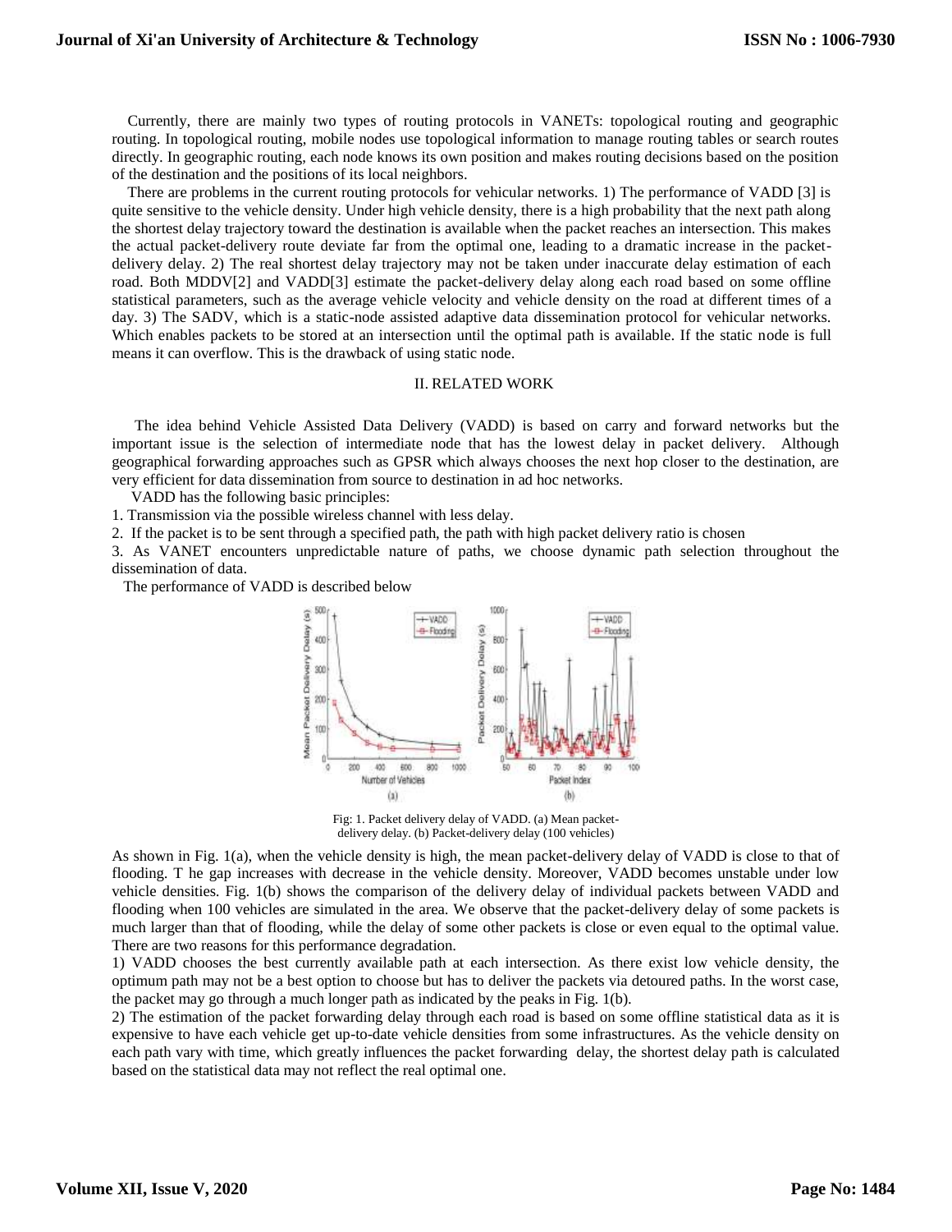Currently, there are mainly two types of routing protocols in VANETs: topological routing and geographic routing. In topological routing, mobile nodes use topological information to manage routing tables or search routes directly. In geographic routing, each node knows its own position and makes routing decisions based on the position of the destination and the positions of its local neighbors.

There are problems in the current routing protocols for vehicular networks. 1) The performance of VADD [3] is quite sensitive to the vehicle density. Under high vehicle density, there is a high probability that the next path along the shortest delay trajectory toward the destination is available when the packet reaches an intersection. This makes the actual packet-delivery route deviate far from the optimal one, leading to a dramatic increase in the packet-delivery delay. 2) The real shortest delay trajectory may not be taken under inaccurate delay estimation of each road. Both MDDV[2] and VADD[3] estimate the packet-delivery delay along each road based on some offline statistical parameters, such as the average vehicle velocity and vehicle density on the road at different times of a day. 3) The SADV, which is a static-node assisted adaptive data dissemination protocol for vehicular networks. Which enables packets to be stored at an intersection until the optimal path is available. If the static node is full means it can overflow. This is the drawback of using static node.

## II. RELATED WORK

The idea behind Vehicle Assisted Data Delivery (VADD) is based on carry and forward networks but the important issue is the selection of intermediate node that has the lowest delay in packet delivery. Although geographical forwarding approaches such as GPSR which always chooses the next hop closer to the destination, are very efficient for data dissemination from source to destination in ad hoc networks.

VADD has the following basic principles:

1. Transmission via the possible wireless channel with less delay.
2. If the packet is to be sent through a specified path, the path with high packet delivery ratio is chosen
3. As VANET encounters unpredictable nature of paths, we choose dynamic path selection throughout the dissemination of data.

The performance of VADD is described below

Mean Packet Delivery Delay (s)
500
400
300
200
100
0
0 200 400 600 800 1000
Number of Vehicles
VADD
Flooding
(a)

Packet Delivery Delay (s)
1000
800
600
400
200
0
50 60 70 80 90 100
Packet Index
VADD
Flooding
(b)

Fig: 1. Packet delivery delay of VADD. (a) Mean packet-delivery delay. (b) Packet-delivery delay (100 vehicles)

As shown in Fig. 1(a), when the vehicle density is high, the mean packet-delivery delay of VADD is close to that of flooding. T he gap increases with decrease in the vehicle density. Moreover, VADD becomes unstable under low vehicle densities. Fig. 1(b) shows the comparison of the delivery delay of individual packets between VADD and flooding when 100 vehicles are simulated in the area. We observe that the packet-delivery delay of some packets is much larger than that of flooding, while the delay of some other packets is close or even equal to the optimal value. There are two reasons for this performance degradation.

1) VADD chooses the best currently available path at each intersection. As there exist low vehicle density, the optimum path may not be a best option to choose but has to deliver the packets via detoured paths. In the worst case, the packet may go through a much longer path as indicated by the peaks in Fig. 1(b).

2) The estimation of the packet forwarding delay through each road is based on some offline statistical data as it is expensive to have each vehicle get up-to-date vehicle densities from some infrastructures. As the vehicle density on each path vary with time, which greatly influences the packet forwarding delay, the shortest delay path is calculated based on the statistical data may not reflect the real optimal one.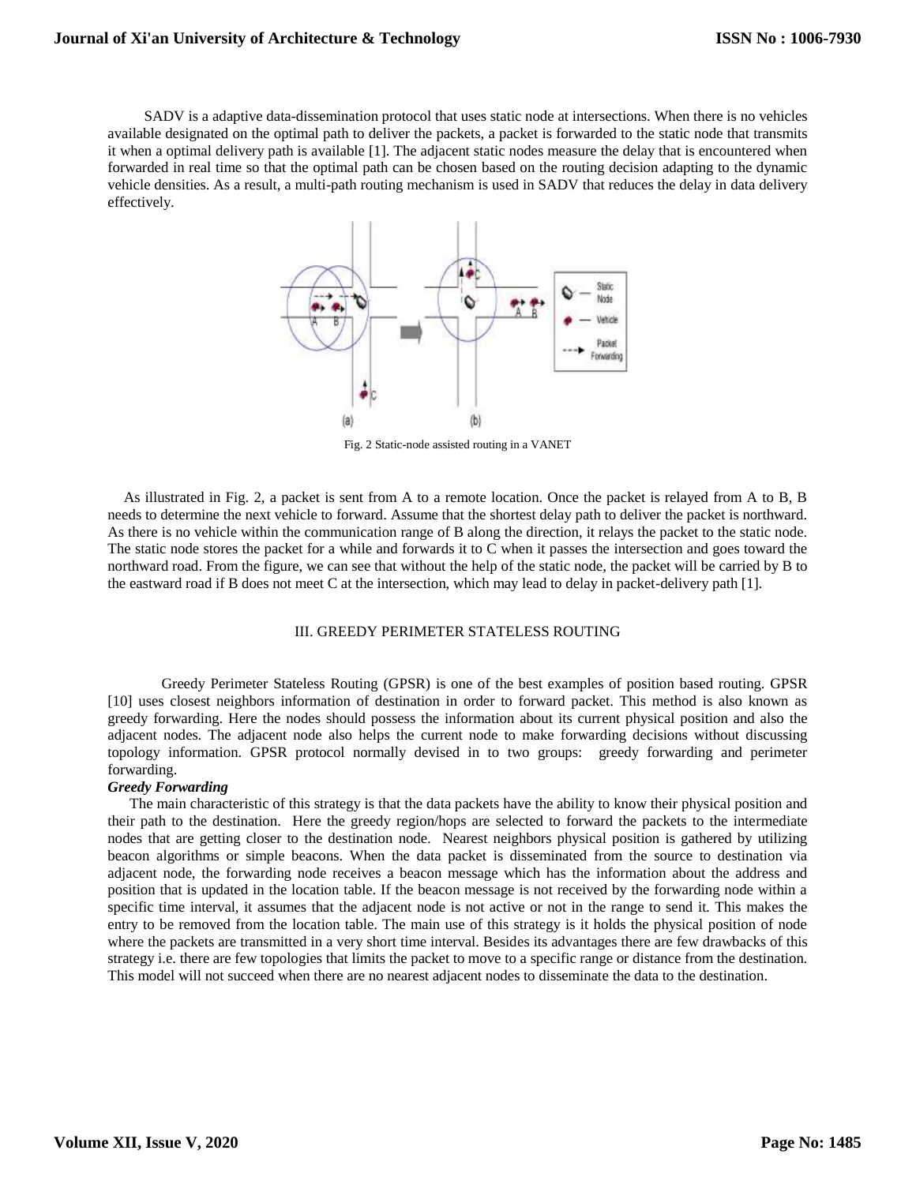SADV is a adaptive data-dissemination protocol that uses static node at intersections. When there is no vehicles available designated on the optimal path to deliver the packets, a packet is forwarded to the static node that transmits it when a optimal delivery path is available [1]. The adjacent static nodes measure the delay that is encountered when forwarded in real time so that the optimal path can be chosen based on the routing decision adapting to the dynamic vehicle densities. As a result, a multi-path routing mechanism is used in SADV that reduces the delay in data delivery effectively.

(a) (b)

Static Node

Vehicle

Packet Forwarding

Fig. 2 Static-node assisted routing in a VANET

As illustrated in Fig. 2, a packet is sent from A to a remote location. Once the packet is relayed from A to B, B needs to determine the next vehicle to forward. Assume that the shortest delay path to deliver the packet is northward. As there is no vehicle within the communication range of B along the direction, it relays the packet to the static node. The static node stores the packet for a while and forwards it to C when it passes the intersection and goes toward the northward road. From the figure, we can see that without the help of the static node, the packet will be carried by B to the eastward road if B does not meet C at the intersection, which may lead to delay in packet-delivery path [1].

## III. GREEDY PERIMETER STATELESS ROUTING

Greedy Perimeter Stateless Routing (GPSR) is one of the best examples of position based routing. GPSR [10] uses closest neighbors information of destination in order to forward packet. This method is also known as greedy forwarding. Here the nodes should possess the information about its current physical position and also the adjacent nodes. The adjacent node also helps the current node to make forwarding decisions without discussing topology information. GPSR protocol normally devised in to two groups: greedy forwarding and perimeter forwarding.

***Greedy Forwarding***

The main characteristic of this strategy is that the data packets have the ability to know their physical position and their path to the destination. Here the greedy region/hops are selected to forward the packets to the intermediate nodes that are getting closer to the destination node. Nearest neighbors physical position is gathered by utilizing beacon algorithms or simple beacons. When the data packet is disseminated from the source to destination via adjacent node, the forwarding node receives a beacon message which has the information about the address and position that is updated in the location table. If the beacon message is not received by the forwarding node within a specific time interval, it assumes that the adjacent node is not active or not in the range to send it. This makes the entry to be removed from the location table. The main use of this strategy is it holds the physical position of node where the packets are transmitted in a very short time interval. Besides its advantages there are few drawbacks of this strategy i.e. there are few topologies that limits the packet to move to a specific range or distance from the destination. This model will not succeed when there are no nearest adjacent nodes to disseminate the data to the destination.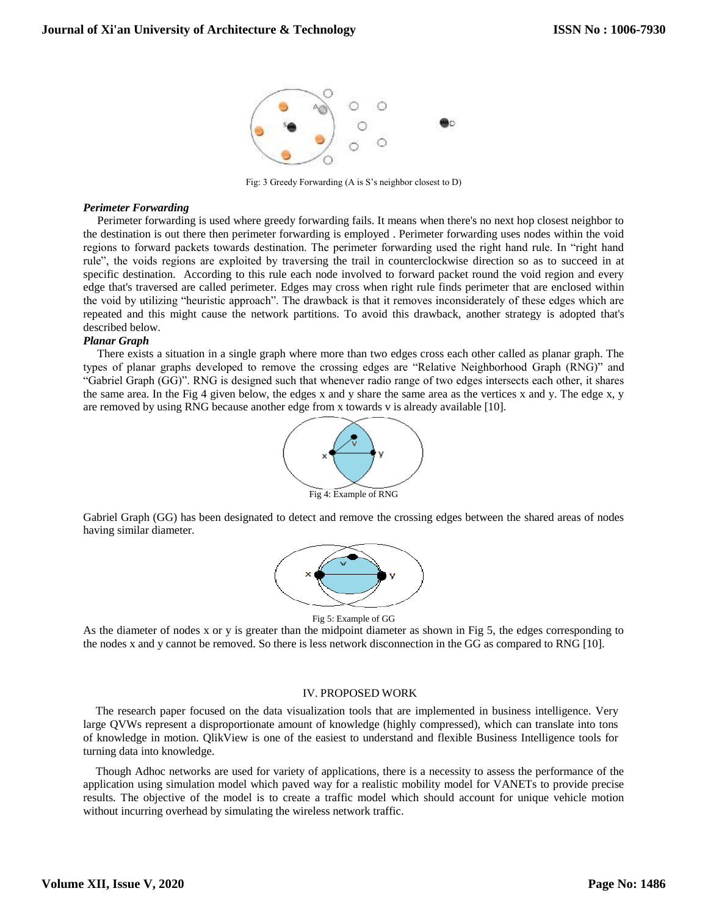Fig: 3 Greedy Forwarding (A is S's neighbor closest to D)

***Perimeter Forwarding***

Perimeter forwarding is used where greedy forwarding fails. It means when there's no next hop closest neighbor to the destination is out there then perimeter forwarding is employed . Perimeter forwarding uses nodes within the void regions to forward packets towards destination. The perimeter forwarding used the right hand rule. In "right hand rule", the voids regions are exploited by traversing the trail in counterclockwise direction so as to succeed in at specific destination. According to this rule each node involved to forward packet round the void region and every edge that's traversed are called perimeter. Edges may cross when right rule finds perimeter that are enclosed within the void by utilizing "heuristic approach". The drawback is that it removes inconsiderately of these edges which are repeated and this might cause the network partitions. To avoid this drawback, another strategy is adopted that's described below.

***Planar Graph***

There exists a situation in a single graph where more than two edges cross each other called as planar graph. The types of planar graphs developed to remove the crossing edges are "Relative Neighborhood Graph (RNG)" and "Gabriel Graph (GG)". RNG is designed such that whenever radio range of two edges intersects each other, it shares the same area. In the Fig 4 given below, the edges x and y share the same area as the vertices x and y. The edge x, y are removed by using RNG because another edge from x towards v is already available [10].

Fig 4: Example of RNG

Gabriel Graph (GG) has been designated to detect and remove the crossing edges between the shared areas of nodes having similar diameter.

Fig 5: Example of GG

As the diameter of nodes x or y is greater than the midpoint diameter as shown in Fig 5, the edges corresponding to the nodes x and y cannot be removed. So there is less network disconnection in the GG as compared to RNG [10].

## IV. PROPOSED WORK

The research paper focused on the data visualization tools that are implemented in business intelligence. Very large QVWs represent a disproportionate amount of knowledge (highly compressed), which can translate into tons of knowledge in motion. QlikView is one of the easiest to understand and flexible Business Intelligence tools for turning data into knowledge.

Though Adhoc networks are used for variety of applications, there is a necessity to assess the performance of the application using simulation model which paved way for a realistic mobility model for VANETs to provide precise results. The objective of the model is to create a traffic model which should account for unique vehicle motion without incurring overhead by simulating the wireless network traffic.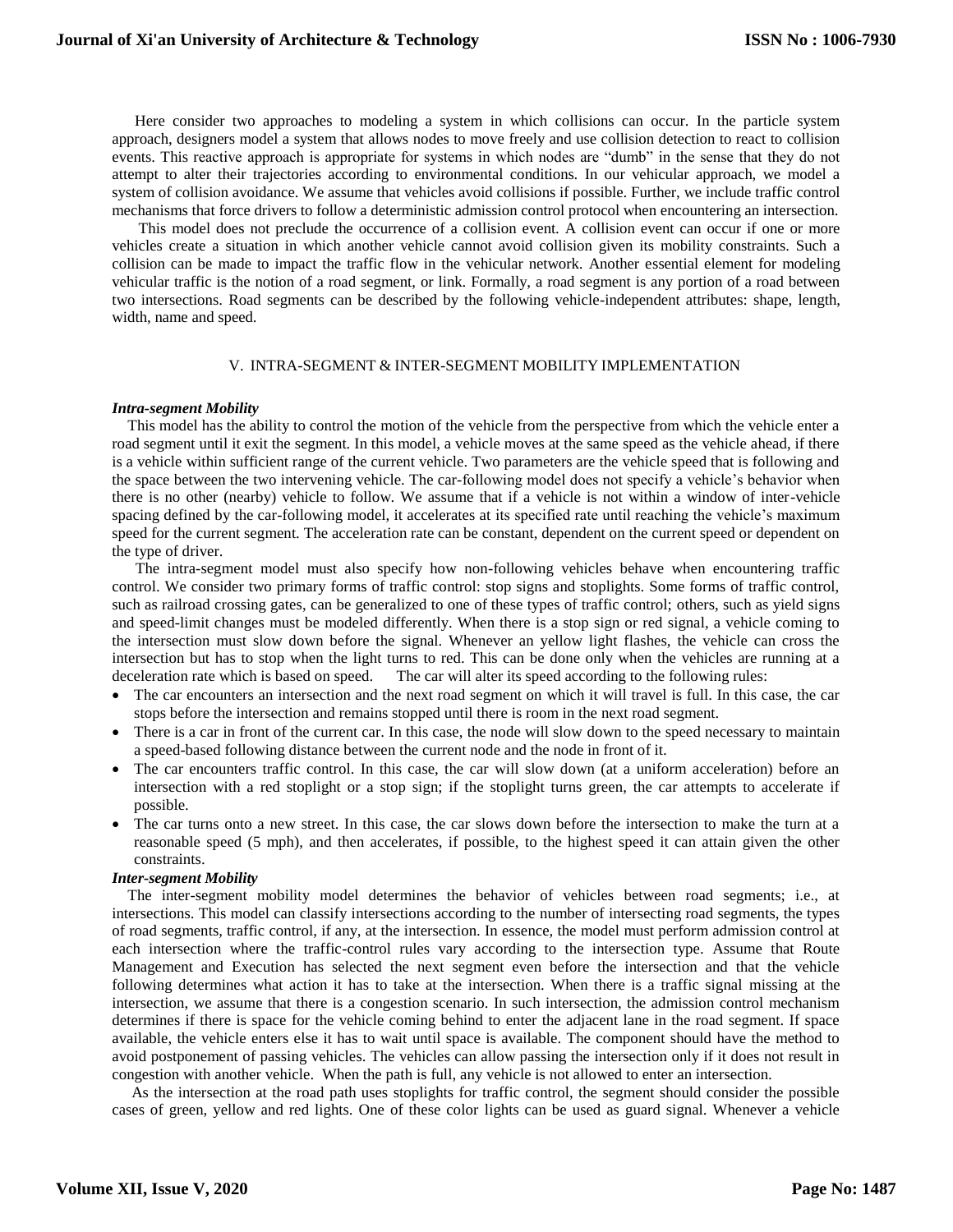Here consider two approaches to modeling a system in which collisions can occur. In the particle system approach, designers model a system that allows nodes to move freely and use collision detection to react to collision events. This reactive approach is appropriate for systems in which nodes are "dumb" in the sense that they do not attempt to alter their trajectories according to environmental conditions. In our vehicular approach, we model a system of collision avoidance. We assume that vehicles avoid collisions if possible. Further, we include traffic control mechanisms that force drivers to follow a deterministic admission control protocol when encountering an intersection.

This model does not preclude the occurrence of a collision event. A collision event can occur if one or more vehicles create a situation in which another vehicle cannot avoid collision given its mobility constraints. Such a collision can be made to impact the traffic flow in the vehicular network. Another essential element for modeling vehicular traffic is the notion of a road segment, or link. Formally, a road segment is any portion of a road between two intersections. Road segments can be described by the following vehicle-independent attributes: shape, length, width, name and speed.

## V. INTRA-SEGMENT & INTER-SEGMENT MOBILITY IMPLEMENTATION

***Intra-segment Mobility***

This model has the ability to control the motion of the vehicle from the perspective from which the vehicle enter a road segment until it exit the segment. In this model, a vehicle moves at the same speed as the vehicle ahead, if there is a vehicle within sufficient range of the current vehicle. Two parameters are the vehicle speed that is following and the space between the two intervening vehicle. The car-following model does not specify a vehicle's behavior when there is no other (nearby) vehicle to follow. We assume that if a vehicle is not within a window of inter-vehicle spacing defined by the car-following model, it accelerates at its specified rate until reaching the vehicle's maximum speed for the current segment. The acceleration rate can be constant, dependent on the current speed or dependent on the type of driver.

The intra-segment model must also specify how non-following vehicles behave when encountering traffic control. We consider two primary forms of traffic control: stop signs and stoplights. Some forms of traffic control, such as railroad crossing gates, can be generalized to one of these types of traffic control; others, such as yield signs and speed-limit changes must be modeled differently. When there is a stop sign or red signal, a vehicle coming to the intersection must slow down before the signal. Whenever an yellow light flashes, the vehicle can cross the intersection but has to stop when the light turns to red. This can be done only when the vehicles are running at a deceleration rate which is based on speed. The car will alter its speed according to the following rules:

- The car encounters an intersection and the next road segment on which it will travel is full. In this case, the car stops before the intersection and remains stopped until there is room in the next road segment.
- There is a car in front of the current car. In this case, the node will slow down to the speed necessary to maintain a speed-based following distance between the current node and the node in front of it.
- The car encounters traffic control. In this case, the car will slow down (at a uniform acceleration) before an intersection with a red stoplight or a stop sign; if the stoplight turns green, the car attempts to accelerate if possible.
- The car turns onto a new street. In this case, the car slows down before the intersection to make the turn at a reasonable speed (5 mph), and then accelerates, if possible, to the highest speed it can attain given the other constraints.

***Inter-segment Mobility***

The inter-segment mobility model determines the behavior of vehicles between road segments; i.e., at intersections. This model can classify intersections according to the number of intersecting road segments, the types of road segments, traffic control, if any, at the intersection. In essence, the model must perform admission control at each intersection where the traffic-control rules vary according to the intersection type. Assume that Route Management and Execution has selected the next segment even before the intersection and that the vehicle following determines what action it has to take at the intersection. When there is a traffic signal missing at the intersection, we assume that there is a congestion scenario. In such intersection, the admission control mechanism determines if there is space for the vehicle coming behind to enter the adjacent lane in the road segment. If space available, the vehicle enters else it has to wait until space is available. The component should have the method to avoid postponement of passing vehicles. The vehicles can allow passing the intersection only if it does not result in congestion with another vehicle. When the path is full, any vehicle is not allowed to enter an intersection.

As the intersection at the road path uses stoplights for traffic control, the segment should consider the possible cases of green, yellow and red lights. One of these color lights can be used as guard signal. Whenever a vehicle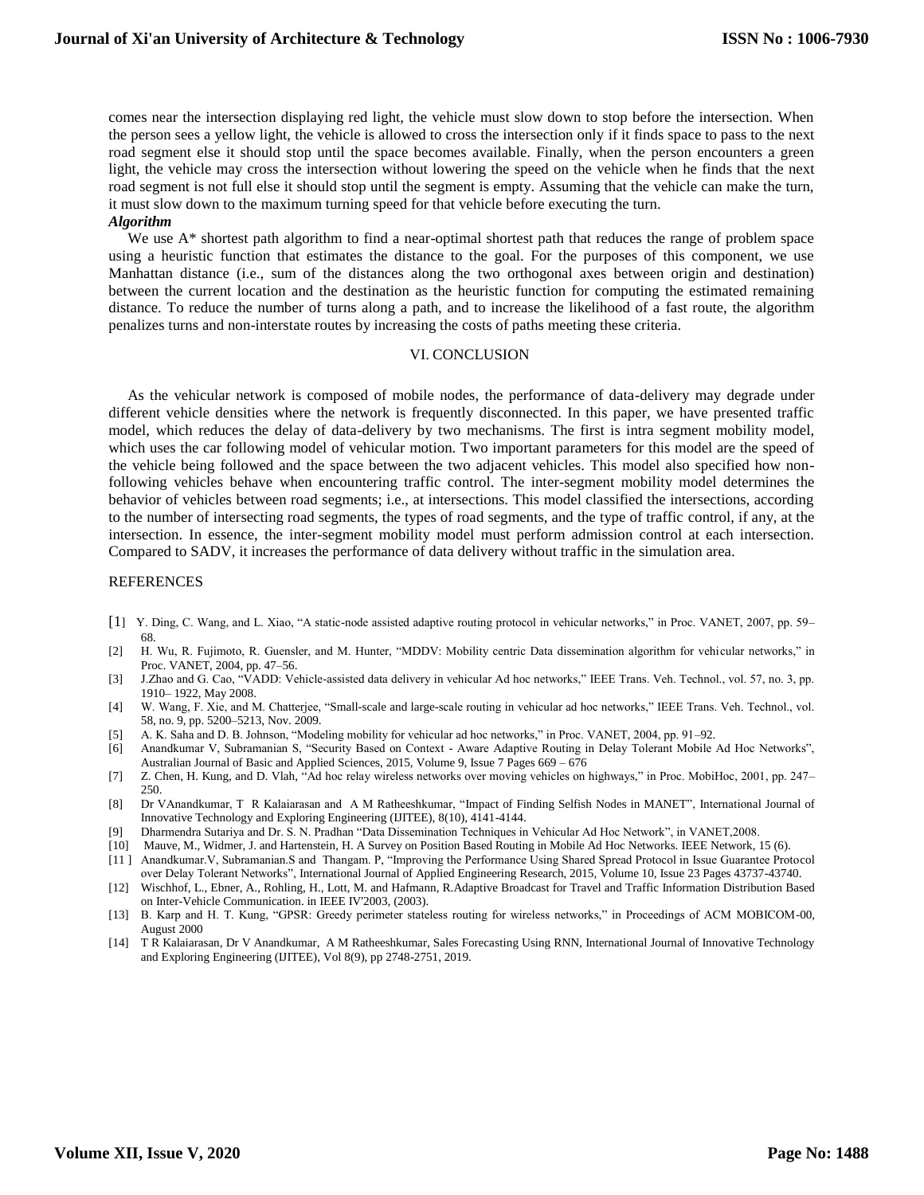comes near the intersection displaying red light, the vehicle must slow down to stop before the intersection. When the person sees a yellow light, the vehicle is allowed to cross the intersection only if it finds space to pass to the next road segment else it should stop until the space becomes available. Finally, when the person encounters a green light, the vehicle may cross the intersection without lowering the speed on the vehicle when he finds that the next road segment is not full else it should stop until the segment is empty. Assuming that the vehicle can make the turn, it must slow down to the maximum turning speed for that vehicle before executing the turn.

***Algorithm***

We use A* shortest path algorithm to find a near-optimal shortest path that reduces the range of problem space using a heuristic function that estimates the distance to the goal. For the purposes of this component, we use Manhattan distance (i.e., sum of the distances along the two orthogonal axes between origin and destination) between the current location and the destination as the heuristic function for computing the estimated remaining distance. To reduce the number of turns along a path, and to increase the likelihood of a fast route, the algorithm penalizes turns and non-interstate routes by increasing the costs of paths meeting these criteria.

## VI. CONCLUSION

As the vehicular network is composed of mobile nodes, the performance of data-delivery may degrade under different vehicle densities where the network is frequently disconnected. In this paper, we have presented traffic model, which reduces the delay of data-delivery by two mechanisms. The first is intra segment mobility model, which uses the car following model of vehicular motion. Two important parameters for this model are the speed of the vehicle being followed and the space between the two adjacent vehicles. This model also specified how non-following vehicles behave when encountering traffic control. The inter-segment mobility model determines the behavior of vehicles between road segments; i.e., at intersections. This model classified the intersections, according to the number of intersecting road segments, the types of road segments, and the type of traffic control, if any, at the intersection. In essence, the inter-segment mobility model must perform admission control at each intersection. Compared to SADV, it increases the performance of data delivery without traffic in the simulation area.

## REFERENCES

[1] Y. Ding, C. Wang, and L. Xiao, "A static-node assisted adaptive routing protocol in vehicular networks," in Proc. VANET, 2007, pp. 59–68.

[2] H. Wu, R. Fujimoto, R. Guensler, and M. Hunter, "MDDV: Mobility centric Data dissemination algorithm for vehicular networks," in Proc. VANET, 2004, pp. 47–56.

[3] J.Zhao and G. Cao, "VADD: Vehicle-assisted data delivery in vehicular Ad hoc networks," IEEE Trans. Veh. Technol., vol. 57, no. 3, pp. 1910– 1922, May 2008.

[4] W. Wang, F. Xie, and M. Chatterjee, "Small-scale and large-scale routing in vehicular ad hoc networks," IEEE Trans. Veh. Technol., vol. 58, no. 9, pp. 5200–5213, Nov. 2009.

[5] A. K. Saha and D. B. Johnson, "Modeling mobility for vehicular ad hoc networks," in Proc. VANET, 2004, pp. 91–92.

[6] Anandkumar V, Subramanian S, "Security Based on Context - Aware Adaptive Routing in Delay Tolerant Mobile Ad Hoc Networks", Australian Journal of Basic and Applied Sciences, 2015, Volume 9, Issue 7 Pages 669 – 676

[7] Z. Chen, H. Kung, and D. Vlah, "Ad hoc relay wireless networks over moving vehicles on highways," in Proc. MobiHoc, 2001, pp. 247–250.

[8] Dr VAnandkumar, T R Kalaiarasan and A M Ratheeshkumar, "Impact of Finding Selfish Nodes in MANET", International Journal of Innovative Technology and Exploring Engineering (IJITEE), 8(10), 4141-4144.

[9] Dharmendra Sutariya and Dr. S. N. Pradhan "Data Dissemination Techniques in Vehicular Ad Hoc Network", in VANET,2008.

[10] Mauve, M., Widmer, J. and Hartenstein, H. A Survey on Position Based Routing in Mobile Ad Hoc Networks. IEEE Network, 15 (6).

[11 ] Anandkumar.V, Subramanian.S and Thangam. P, "Improving the Performance Using Shared Spread Protocol in Issue Guarantee Protocol over Delay Tolerant Networks", International Journal of Applied Engineering Research, 2015, Volume 10, Issue 23 Pages 43737-43740.

[12] Wischhof, L., Ebner, A., Rohling, H., Lott, M. and Hafmann, R.Adaptive Broadcast for Travel and Traffic Information Distribution Based on Inter-Vehicle Communication. in IEEE IV'2003, (2003).

[13] B. Karp and H. T. Kung, "GPSR: Greedy perimeter stateless routing for wireless networks," in Proceedings of ACM MOBICOM-00, August 2000

[14] T R Kalaiarasan, Dr V Anandkumar, A M Ratheeshkumar, Sales Forecasting Using RNN, International Journal of Innovative Technology and Exploring Engineering (IJITEE), Vol 8(9), pp 2748-2751, 2019.